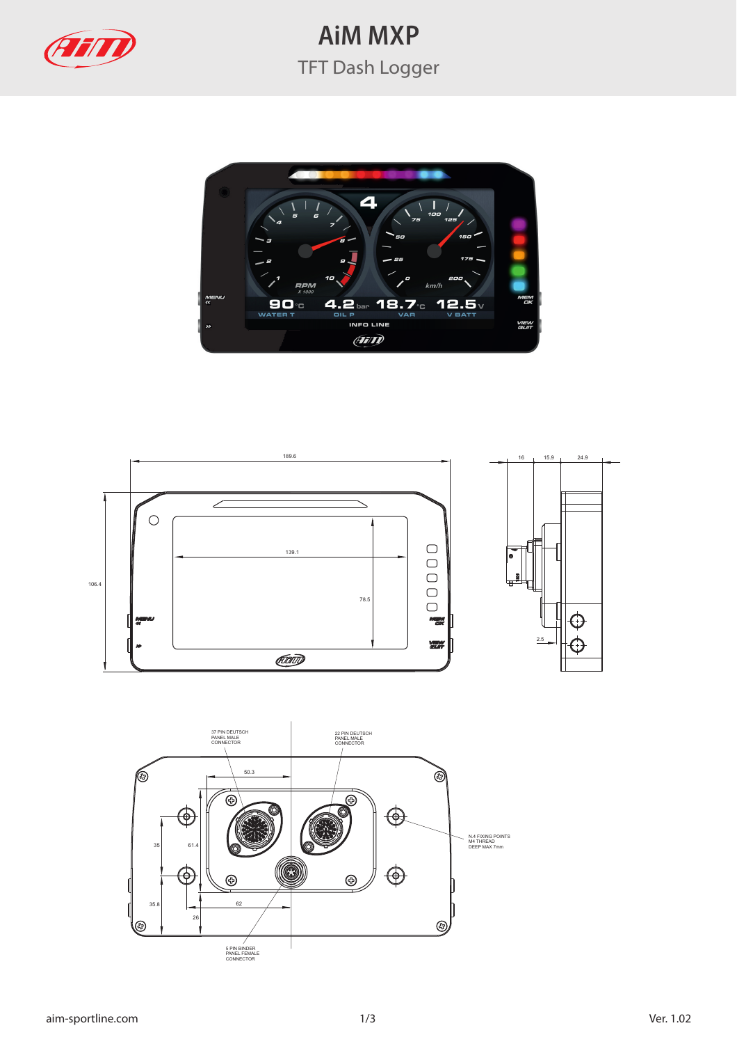# AiM MXP

## TFT Dash Logger

189.6

139.1

106.4

78.5

16 15.9 24.9

2.5

37 PIN DEUTSCH PANEL MALE CONNECTOR

22 PIN DEUTSCH PANEL MALE CONNECTOR

50.3

35 61.4

N.4 FIXING POINTS M4 THREAD DEEP MAX 7mm

35.8 62

26

5 PIN BINDER PANEL FEMALE CONNECTOR

aim-sportline.com

Ver. 1.02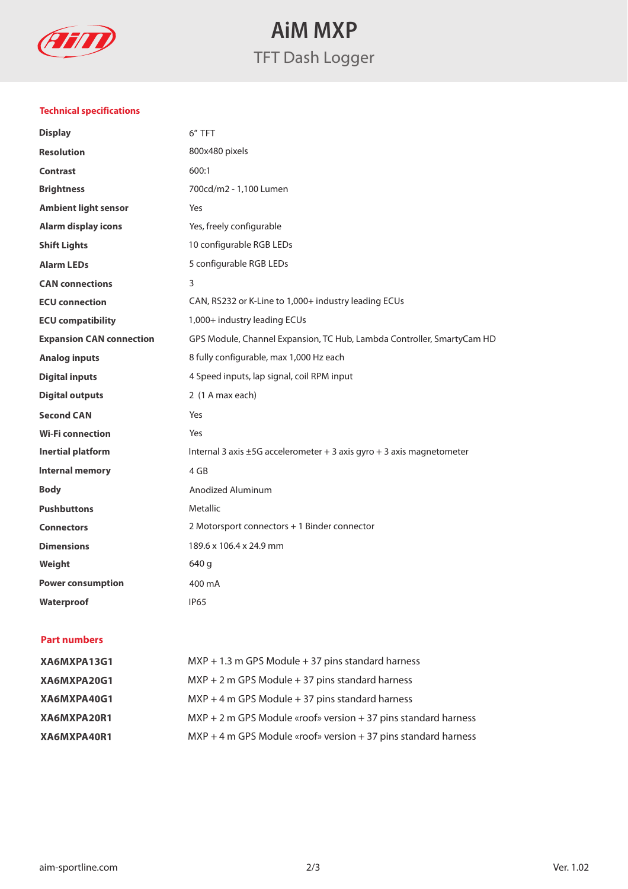# AiM MXP

## TFT Dash Logger

### Technical specifications

| | |
|---|---|
| **Display** | 6" TFT |
| **Resolution** | 800x480 pixels |
| **Contrast** | 600:1 |
| **Brightness** | 700cd/m2 - 1,100 Lumen |
| **Ambient light sensor** | Yes |
| **Alarm display icons** | Yes, freely configurable |
| **Shift Lights** | 10 configurable RGB LEDs |
| **Alarm LEDs** | 5 configurable RGB LEDs |
| **CAN connections** | 3 |
| **ECU connection** | CAN, RS232 or K-Line to 1,000+ industry leading ECUs |
| **ECU compatibility** | 1,000+ industry leading ECUs |
| **Expansion CAN connection** | GPS Module, Channel Expansion, TC Hub, Lambda Controller, SmartyCam HD |
| **Analog inputs** | 8 fully configurable, max 1,000 Hz each |
| **Digital inputs** | 4 Speed inputs, lap signal, coil RPM input |
| **Digital outputs** | 2 (1 A max each) |
| **Second CAN** | Yes |
| **Wi-Fi connection** | Yes |
| **Inertial platform** | Internal 3 axis ±5G accelerometer + 3 axis gyro + 3 axis magnetometer |
| **Internal memory** | 4 GB |
| **Body** | Anodized Aluminum |
| **Pushbuttons** | Metallic |
| **Connectors** | 2 Motorsport connectors + 1 Binder connector |
| **Dimensions** | 189.6 x 106.4 x 24.9 mm |
| **Weight** | 640 g |
| **Power consumption** | 400 mA |
| **Waterproof** | IP65 |

### Part numbers

| | |
|---|---|
| **XA6MXPA13G1** | MXP + 1.3 m GPS Module + 37 pins standard harness |
| **XA6MXPA20G1** | MXP + 2 m GPS Module + 37 pins standard harness |
| **XA6MXPA40G1** | MXP + 4 m GPS Module + 37 pins standard harness |
| **XA6MXPA20R1** | MXP + 2 m GPS Module «roof» version + 37 pins standard harness |
| **XA6MXPA40R1** | MXP + 4 m GPS Module «roof» version + 37 pins standard harness |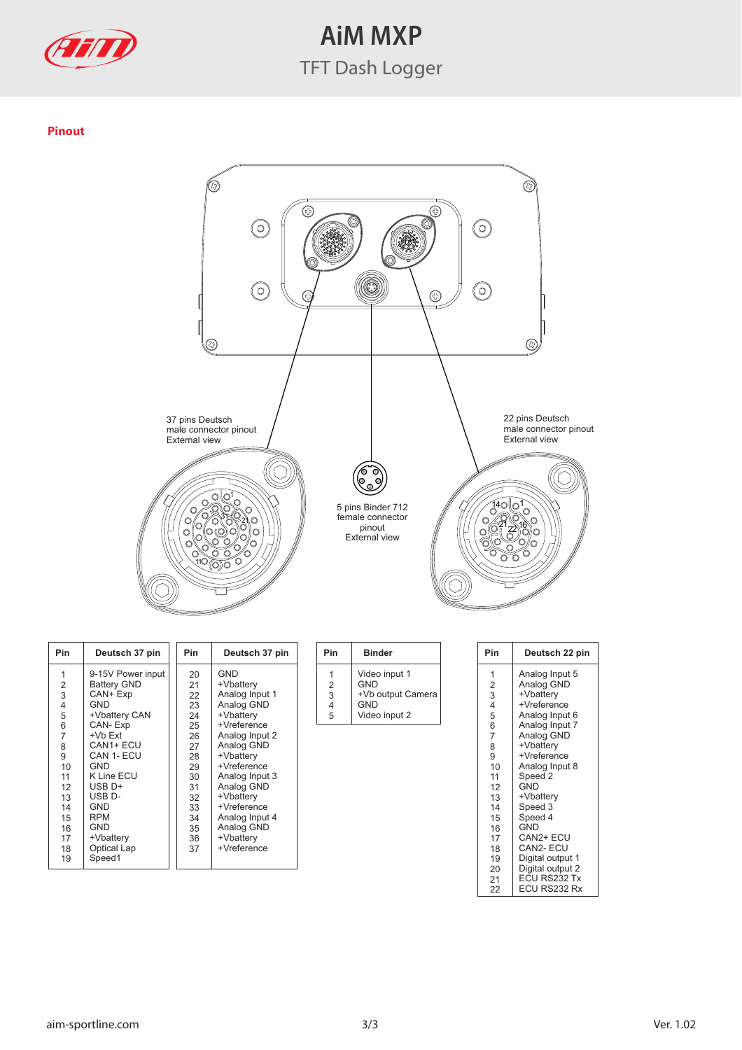# AiM MXP

TFT Dash Logger

## Pinout

37 pins Deutsch
male connector pinout
External view

5 pins Binder 712
female connector
pinout
External view

22 pins Deutsch
male connector pinout
External view

| Pin | Deutsch 37 pin |
|---|---|
| 1 | 9-15V Power input |
| 2 | Battery GND |
| 3 | CAN+ Exp |
| 4 | GND |
| 5 | +Vbattery CAN |
| 6 | CAN- Exp |
| 7 | +Vb Ext |
| 8 | CAN1+ ECU |
| 9 | CAN 1- ECU |
| 10 | GND |
| 11 | K Line ECU |
| 12 | USB D+ |
| 13 | USB D- |
| 14 | GND |
| 15 | RPM |
| 16 | GND |
| 17 | +Vbattery |
| 18 | Optical Lap |
| 19 | Speed1 |

| Pin | Deutsch 37 pin |
|---|---|
| 20 | GND |
| 21 | +Vbattery |
| 22 | Analog Input 1 |
| 23 | Analog GND |
| 24 | +Vbattery |
| 25 | +Vreference |
| 26 | Analog Input 2 |
| 27 | Analog GND |
| 28 | +Vbattery |
| 29 | +Vreference |
| 30 | Analog Input 3 |
| 31 | Analog GND |
| 32 | +Vbattery |
| 33 | +Vreference |
| 34 | Analog Input 4 |
| 35 | Analog GND |
| 36 | +Vbattery |
| 37 | +Vreference |

| Pin | Binder |
|---|---|
| 1 | Video input 1 |
| 2 | GND |
| 3 | +Vb output Camera |
| 4 | GND |
| 5 | Video input 2 |

| Pin | Deutsch 22 pin |
|---|---|
| 1 | Analog Input 5 |
| 2 | Analog GND |
| 3 | +Vbattery |
| 4 | +Vreference |
| 5 | Analog Input 6 |
| 6 | Analog Input 7 |
| 7 | Analog GND |
| 8 | +Vbattery |
| 9 | +Vreference |
| 10 | Analog Input 8 |
| 11 | Speed 2 |
| 12 | GND |
| 13 | +Vbattery |
| 14 | Speed 3 |
| 15 | Speed 4 |
| 16 | GND |
| 17 | CAN2+ ECU |
| 18 | CAN2- ECU |
| 19 | Digital output 1 |
| 20 | Digital output 2 |
| 21 | ECU RS232 Tx |
| 22 | ECU RS232 Rx |

aim-sportline.com

Ver. 1.02